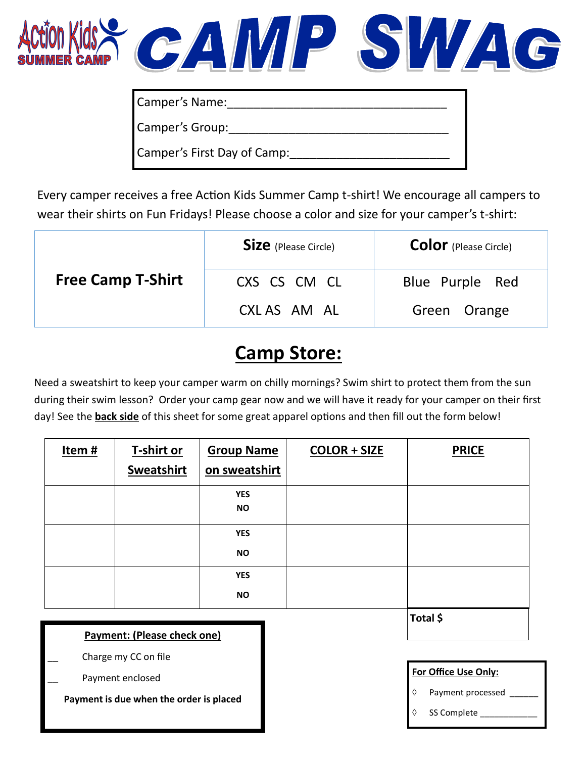Action Kids SUMMER CAMP

# CAMP SWAG

Camper's Name:_________________________________

Camper's Group:_________________________________

Camper's First Day of Camp:_______________________

Every camper receives a free Action Kids Summer Camp t-shirt! We encourage all campers to wear their shirts on Fun Fridays! Please choose a color and size for your camper's t-shirt:

| | **Size** (Please Circle) | **Color** (Please Circle) |
|---|---|---|
| **Free Camp T-Shirt** | CXS CS CM CL<br>CXL AS AM AL | Blue Purple Red<br>Green Orange |

## Camp Store:

Need a sweatshirt to keep your camper warm on chilly mornings? Swim shirt to protect them from the sun during their swim lesson? Order your camp gear now and we will have it ready for your camper on their first day! See the **back side** of this sheet for some great apparel options and then fill out the form below!

| **Item #** | **T-shirt or Sweatshirt** | **Group Name on sweatshirt** | **COLOR + SIZE** | **PRICE** |
|---|---|---|---|---|
| | | **YES**<br>**NO** | | |
| | | **YES**<br>**NO** | | |
| | | **YES**<br>**NO** | | |
| | | | | **Total $** |

**Payment: (Please check one)**

__ Charge my CC on file

__ Payment enclosed

**Payment is due when the order is placed**

**For Office Use Only:**

◊ Payment processed ______

◊ SS Complete ____________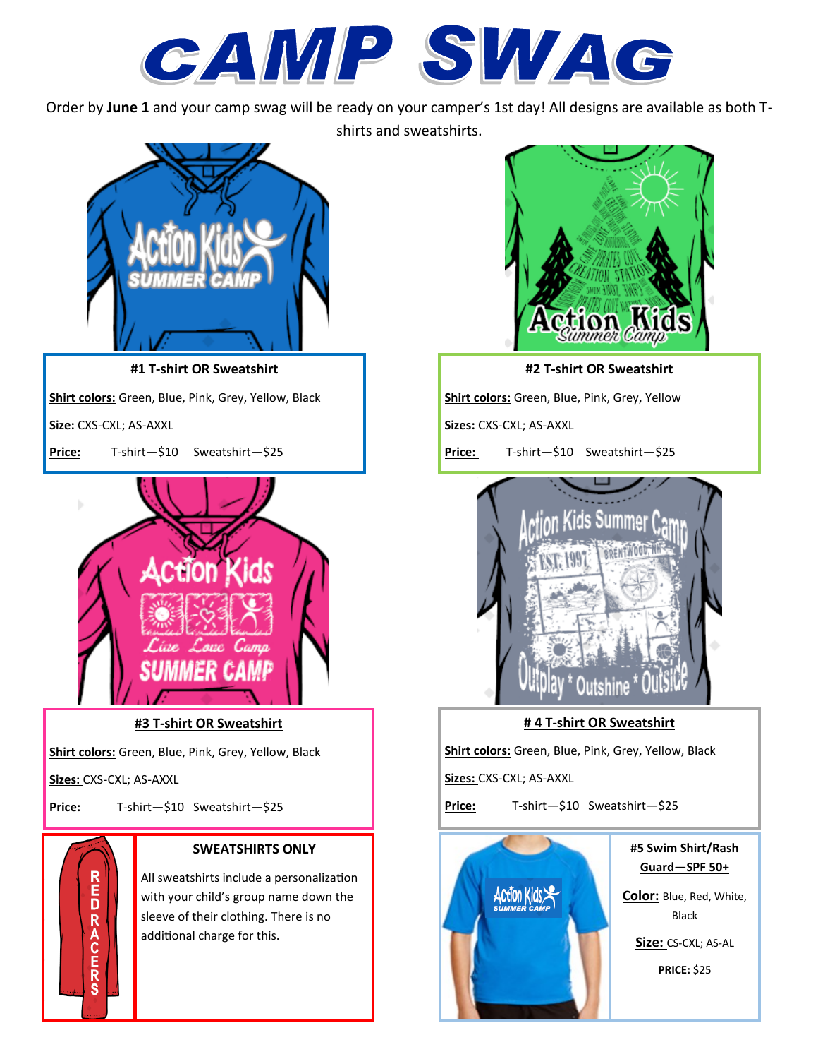# CAMP SWAG

Order by **June 1** and your camp swag will be ready on your camper's 1st day! All designs are available as both T-shirts and sweatshirts.

**#1 T-shirt OR Sweatshirt**

**Shirt colors:** Green, Blue, Pink, Grey, Yellow, Black

**Size:** CXS-CXL; AS-AXXL

**Price:** T-shirt—$10 Sweatshirt—$25

**#2 T-shirt OR Sweatshirt**

**Shirt colors:** Green, Blue, Pink, Grey, Yellow

**Sizes:** CXS-CXL; AS-AXXL

**Price:** T-shirt—$10 Sweatshirt—$25

**#3 T-shirt OR Sweatshirt**

**Shirt colors:** Green, Blue, Pink, Grey, Yellow, Black

**Sizes:** CXS-CXL; AS-AXXL

**Price:** T-shirt—$10 Sweatshirt—$25

**# 4 T-shirt OR Sweatshirt**

**Shirt colors:** Green, Blue, Pink, Grey, Yellow, Black

**Sizes:** CXS-CXL; AS-AXXL

**Price:** T-shirt—$10 Sweatshirt—$25

**SWEATSHIRTS ONLY**

All sweatshirts include a personalization with your child's group name down the sleeve of their clothing. There is no additional charge for this.

**#5 Swim Shirt/Rash Guard—SPF 50+**

**Color:** Blue, Red, White, Black

**Size:** CS-CXL; AS-AL

**PRICE:** $25